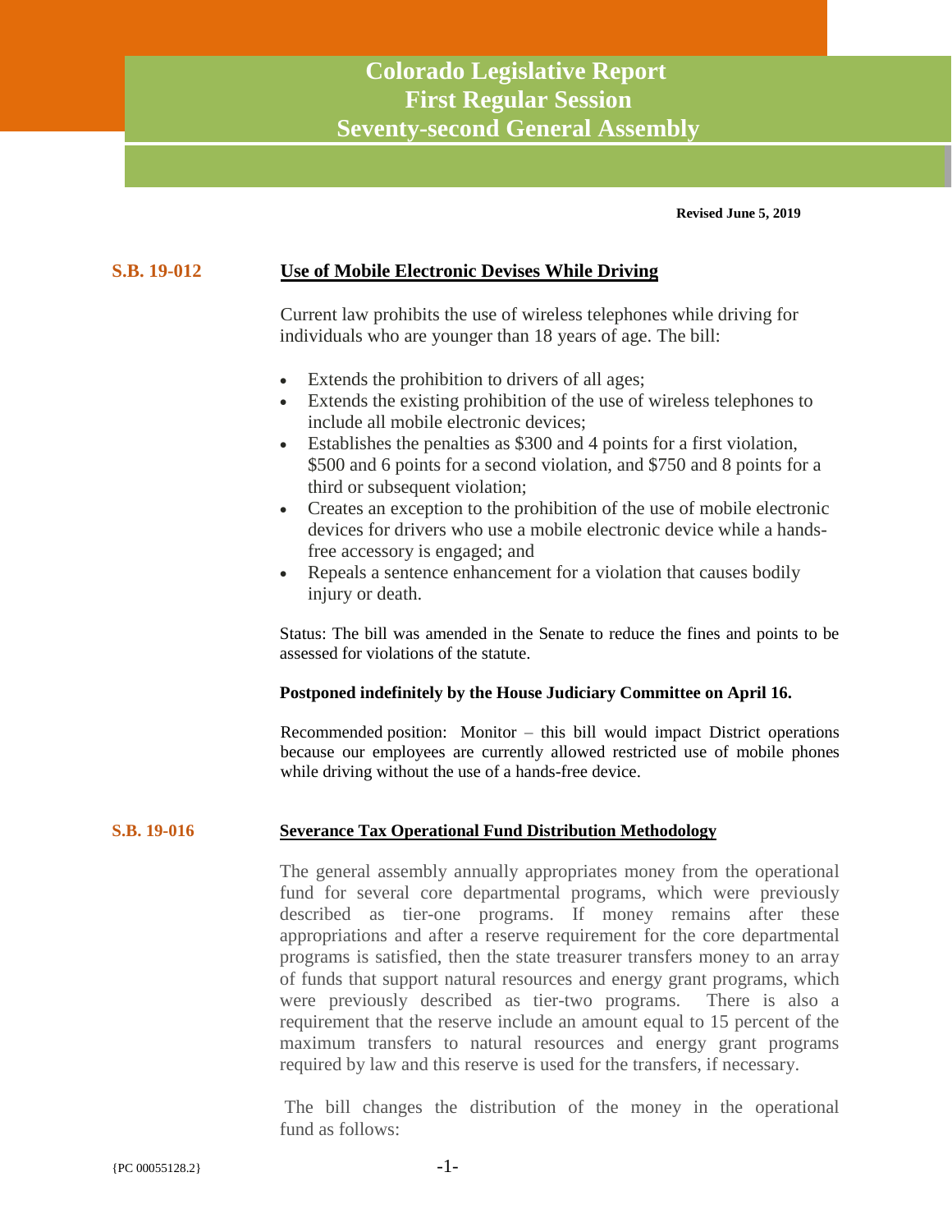# Colorado Legislative Report
# First Regular Session
# Seventy-second General Assembly

**Revised June 5, 2019**

## S.B. 19-012 — Use of Mobile Electronic Devises While Driving

Current law prohibits the use of wireless telephones while driving for individuals who are younger than 18 years of age. The bill:

- Extends the prohibition to drivers of all ages;
- Extends the existing prohibition of the use of wireless telephones to include all mobile electronic devices;
- Establishes the penalties as $300 and 4 points for a first violation, $500 and 6 points for a second violation, and $750 and 8 points for a third or subsequent violation;
- Creates an exception to the prohibition of the use of mobile electronic devices for drivers who use a mobile electronic device while a hands-free accessory is engaged; and
- Repeals a sentence enhancement for a violation that causes bodily injury or death.

Status: The bill was amended in the Senate to reduce the fines and points to be assessed for violations of the statute.

**Postponed indefinitely by the House Judiciary Committee on April 16.**

Recommended position: Monitor – this bill would impact District operations because our employees are currently allowed restricted use of mobile phones while driving without the use of a hands-free device.

## S.B. 19-016 — Severance Tax Operational Fund Distribution Methodology

The general assembly annually appropriates money from the operational fund for several core departmental programs, which were previously described as tier-one programs. If money remains after these appropriations and after a reserve requirement for the core departmental programs is satisfied, then the state treasurer transfers money to an array of funds that support natural resources and energy grant programs, which were previously described as tier-two programs. There is also a requirement that the reserve include an amount equal to 15 percent of the maximum transfers to natural resources and energy grant programs required by law and this reserve is used for the transfers, if necessary.

The bill changes the distribution of the money in the operational fund as follows: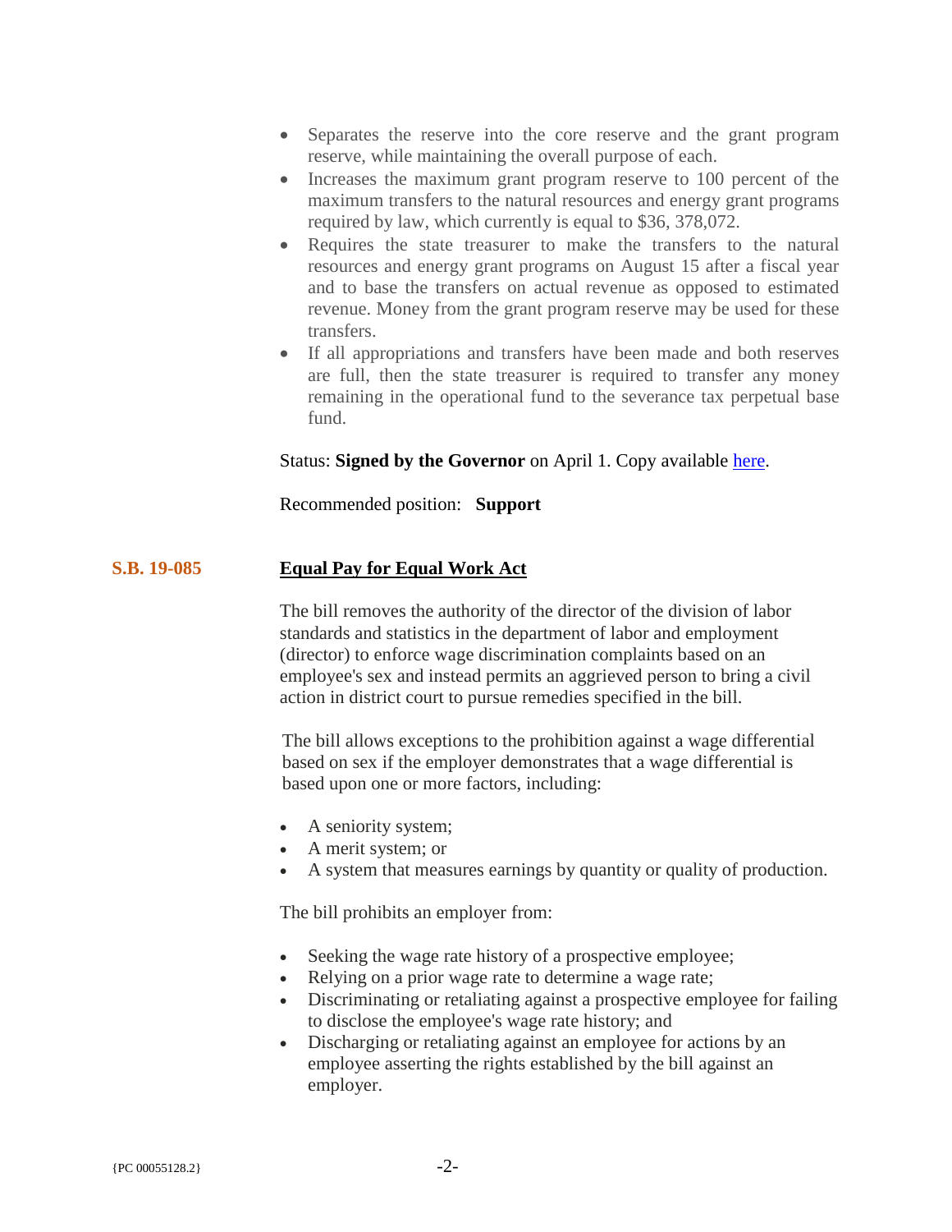- Separates the reserve into the core reserve and the grant program reserve, while maintaining the overall purpose of each.
- Increases the maximum grant program reserve to 100 percent of the maximum transfers to the natural resources and energy grant programs required by law, which currently is equal to $36, 378,072.
- Requires the state treasurer to make the transfers to the natural resources and energy grant programs on August 15 after a fiscal year and to base the transfers on actual revenue as opposed to estimated revenue. Money from the grant program reserve may be used for these transfers.
- If all appropriations and transfers have been made and both reserves are full, then the state treasurer is required to transfer any money remaining in the operational fund to the severance tax perpetual base fund.

Status: **Signed by the Governor** on April 1. Copy available here.

Recommended position: **Support**

## S.B. 19-085 Equal Pay for Equal Work Act

The bill removes the authority of the director of the division of labor standards and statistics in the department of labor and employment (director) to enforce wage discrimination complaints based on an employee's sex and instead permits an aggrieved person to bring a civil action in district court to pursue remedies specified in the bill.

The bill allows exceptions to the prohibition against a wage differential based on sex if the employer demonstrates that a wage differential is based upon one or more factors, including:

- A seniority system;
- A merit system; or
- A system that measures earnings by quantity or quality of production.

The bill prohibits an employer from:

- Seeking the wage rate history of a prospective employee;
- Relying on a prior wage rate to determine a wage rate;
- Discriminating or retaliating against a prospective employee for failing to disclose the employee's wage rate history; and
- Discharging or retaliating against an employee for actions by an employee asserting the rights established by the bill against an employer.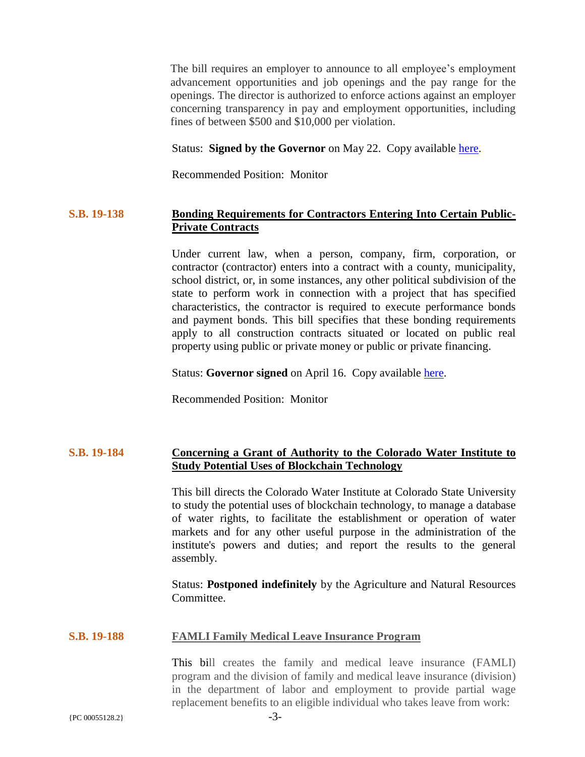The bill requires an employer to announce to all employee's employment advancement opportunities and job openings and the pay range for the openings. The director is authorized to enforce actions against an employer concerning transparency in pay and employment opportunities, including fines of between $500 and $10,000 per violation.

Status: **Signed by the Governor** on May 22. Copy available here.

Recommended Position: Monitor

## S.B. 19-138 — Bonding Requirements for Contractors Entering Into Certain Public-Private Contracts

Under current law, when a person, company, firm, corporation, or contractor (contractor) enters into a contract with a county, municipality, school district, or, in some instances, any other political subdivision of the state to perform work in connection with a project that has specified characteristics, the contractor is required to execute performance bonds and payment bonds. This bill specifies that these bonding requirements apply to all construction contracts situated or located on public real property using public or private money or public or private financing.

Status: **Governor signed** on April 16. Copy available here.

Recommended Position: Monitor

## S.B. 19-184 — Concerning a Grant of Authority to the Colorado Water Institute to Study Potential Uses of Blockchain Technology

This bill directs the Colorado Water Institute at Colorado State University to study the potential uses of blockchain technology, to manage a database of water rights, to facilitate the establishment or operation of water markets and for any other useful purpose in the administration of the institute's powers and duties; and report the results to the general assembly.

Status: **Postponed indefinitely** by the Agriculture and Natural Resources Committee.

## S.B. 19-188 — FAMLI Family Medical Leave Insurance Program

This bill creates the family and medical leave insurance (FAMLI) program and the division of family and medical leave insurance (division) in the department of labor and employment to provide partial wage replacement benefits to an eligible individual who takes leave from work: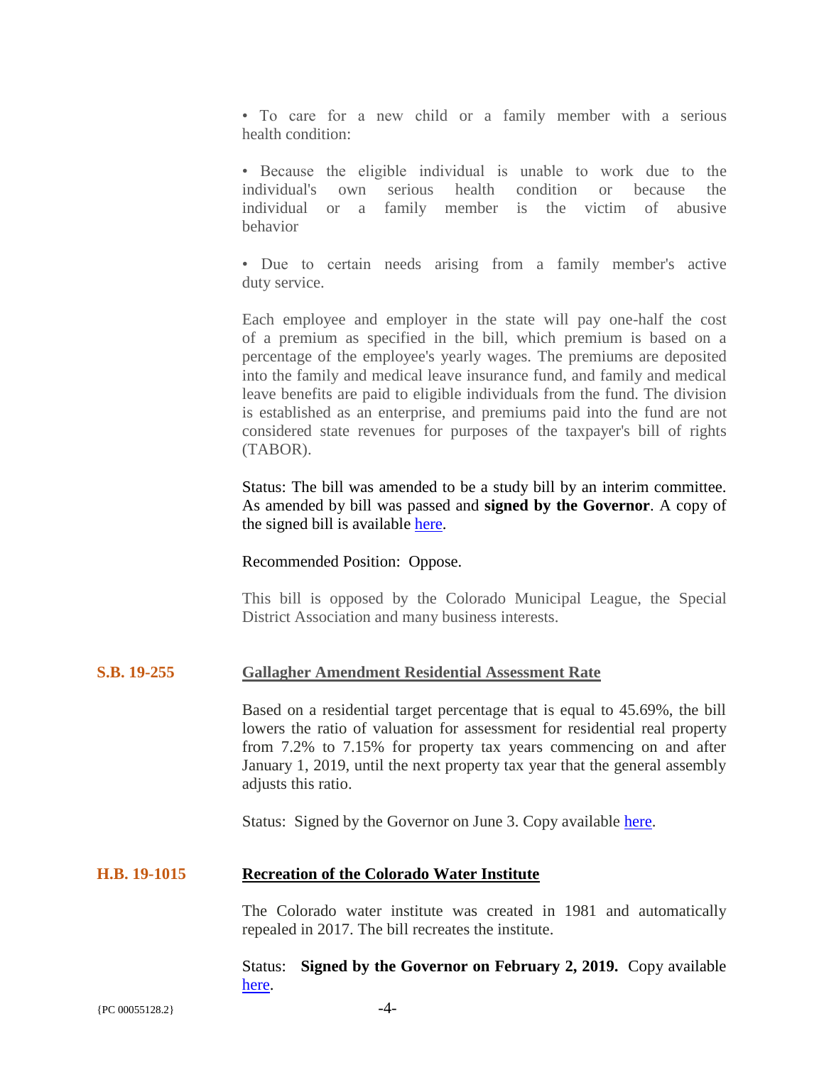• To care for a new child or a family member with a serious health condition:

• Because the eligible individual is unable to work due to the individual's own serious health condition or because the individual or a family member is the victim of abusive behavior

• Due to certain needs arising from a family member's active duty service.

Each employee and employer in the state will pay one-half the cost of a premium as specified in the bill, which premium is based on a percentage of the employee's yearly wages. The premiums are deposited into the family and medical leave insurance fund, and family and medical leave benefits are paid to eligible individuals from the fund. The division is established as an enterprise, and premiums paid into the fund are not considered state revenues for purposes of the taxpayer's bill of rights (TABOR).

Status: The bill was amended to be a study bill by an interim committee. As amended by bill was passed and **signed by the Governor**. A copy of the signed bill is available here.

Recommended Position: Oppose.

This bill is opposed by the Colorado Municipal League, the Special District Association and many business interests.

## S.B. 19-255 — Gallagher Amendment Residential Assessment Rate

Based on a residential target percentage that is equal to 45.69%, the bill lowers the ratio of valuation for assessment for residential real property from 7.2% to 7.15% for property tax years commencing on and after January 1, 2019, until the next property tax year that the general assembly adjusts this ratio.

Status: Signed by the Governor on June 3. Copy available here.

## H.B. 19-1015 — Recreation of the Colorado Water Institute

The Colorado water institute was created in 1981 and automatically repealed in 2017. The bill recreates the institute.

Status: **Signed by the Governor on February 2, 2019.** Copy available here.

{PC 00055128.2}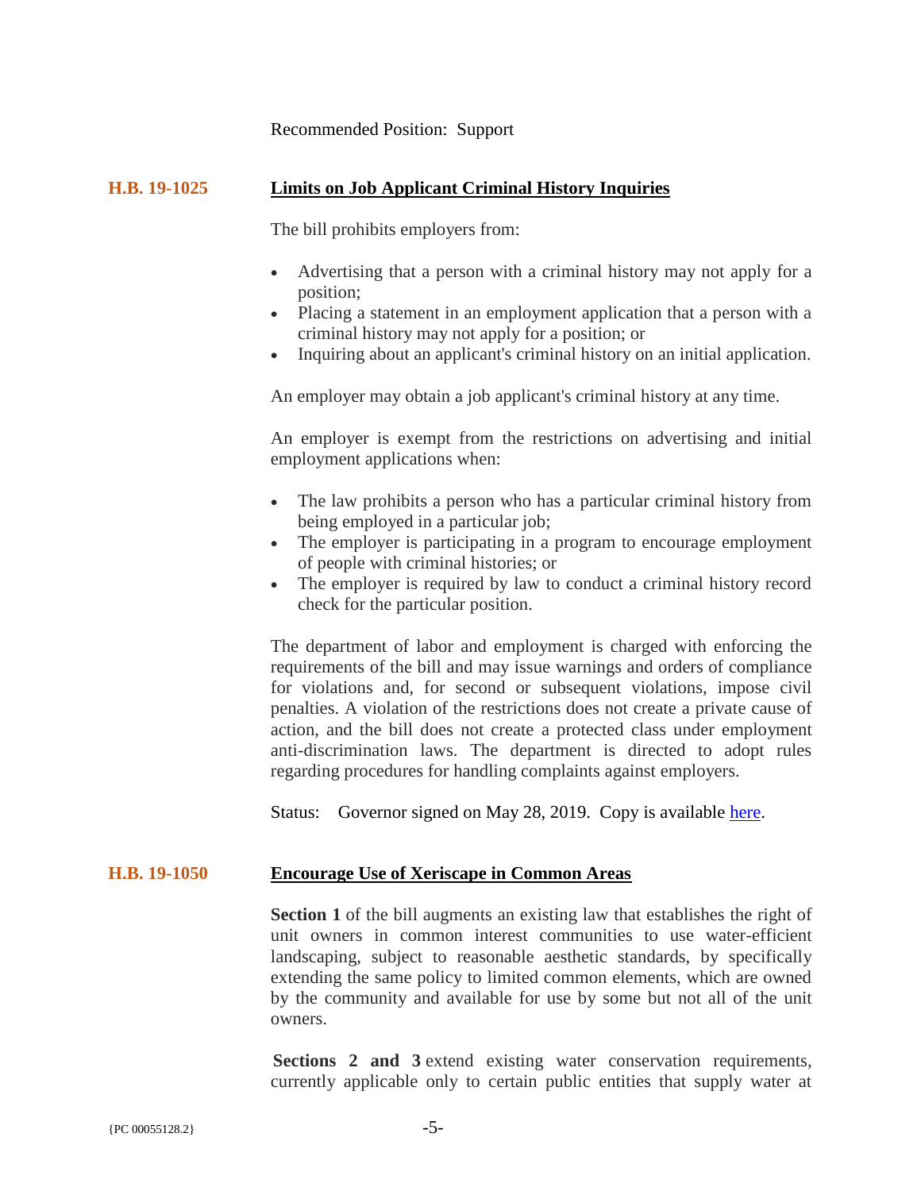Recommended Position: Support

## H.B. 19-1025 **Limits on Job Applicant Criminal History Inquiries**

The bill prohibits employers from:

- Advertising that a person with a criminal history may not apply for a position;
- Placing a statement in an employment application that a person with a criminal history may not apply for a position; or
- Inquiring about an applicant's criminal history on an initial application.

An employer may obtain a job applicant's criminal history at any time.

An employer is exempt from the restrictions on advertising and initial employment applications when:

- The law prohibits a person who has a particular criminal history from being employed in a particular job;
- The employer is participating in a program to encourage employment of people with criminal histories; or
- The employer is required by law to conduct a criminal history record check for the particular position.

The department of labor and employment is charged with enforcing the requirements of the bill and may issue warnings and orders of compliance for violations and, for second or subsequent violations, impose civil penalties. A violation of the restrictions does not create a private cause of action, and the bill does not create a protected class under employment anti-discrimination laws. The department is directed to adopt rules regarding procedures for handling complaints against employers.

Status: Governor signed on May 28, 2019. Copy is available here.

## H.B. 19-1050 **Encourage Use of Xeriscape in Common Areas**

**Section 1** of the bill augments an existing law that establishes the right of unit owners in common interest communities to use water-efficient landscaping, subject to reasonable aesthetic standards, by specifically extending the same policy to limited common elements, which are owned by the community and available for use by some but not all of the unit owners.

**Sections 2 and 3** extend existing water conservation requirements, currently applicable only to certain public entities that supply water at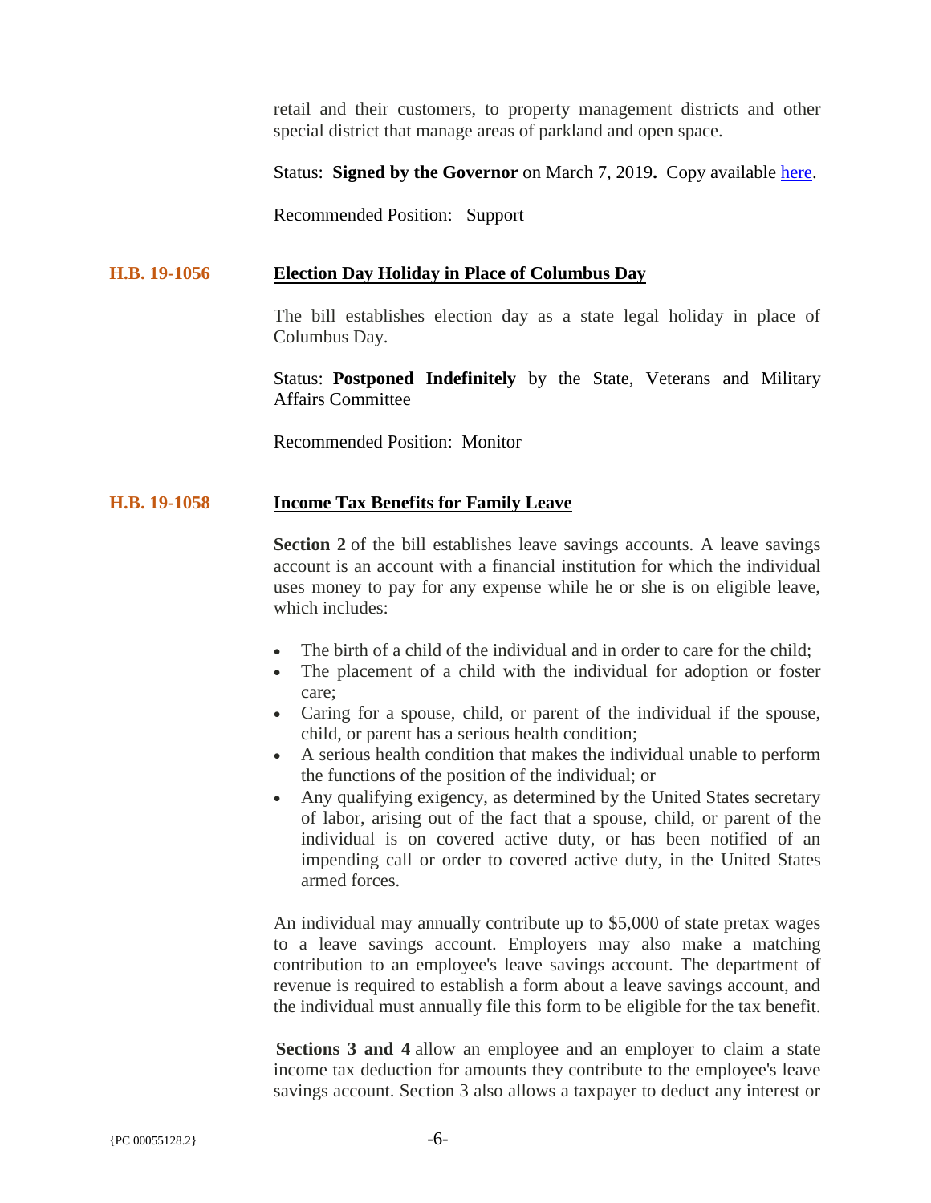retail and their customers, to property management districts and other special district that manage areas of parkland and open space.

Status: **Signed by the Governor** on March 7, 2019**.** Copy available here.

Recommended Position: Support

**H.B. 19-1056** **Election Day Holiday in Place of Columbus Day**

The bill establishes election day as a state legal holiday in place of Columbus Day.

Status: **Postponed Indefinitely** by the State, Veterans and Military Affairs Committee

Recommended Position: Monitor

**H.B. 19-1058** **Income Tax Benefits for Family Leave**

**Section 2** of the bill establishes leave savings accounts. A leave savings account is an account with a financial institution for which the individual uses money to pay for any expense while he or she is on eligible leave, which includes:

- The birth of a child of the individual and in order to care for the child;
- The placement of a child with the individual for adoption or foster care;
- Caring for a spouse, child, or parent of the individual if the spouse, child, or parent has a serious health condition;
- A serious health condition that makes the individual unable to perform the functions of the position of the individual; or
- Any qualifying exigency, as determined by the United States secretary of labor, arising out of the fact that a spouse, child, or parent of the individual is on covered active duty, or has been notified of an impending call or order to covered active duty, in the United States armed forces.

An individual may annually contribute up to $5,000 of state pretax wages to a leave savings account. Employers may also make a matching contribution to an employee's leave savings account. The department of revenue is required to establish a form about a leave savings account, and the individual must annually file this form to be eligible for the tax benefit.

**Sections 3 and 4** allow an employee and an employer to claim a state income tax deduction for amounts they contribute to the employee's leave savings account. Section 3 also allows a taxpayer to deduct any interest or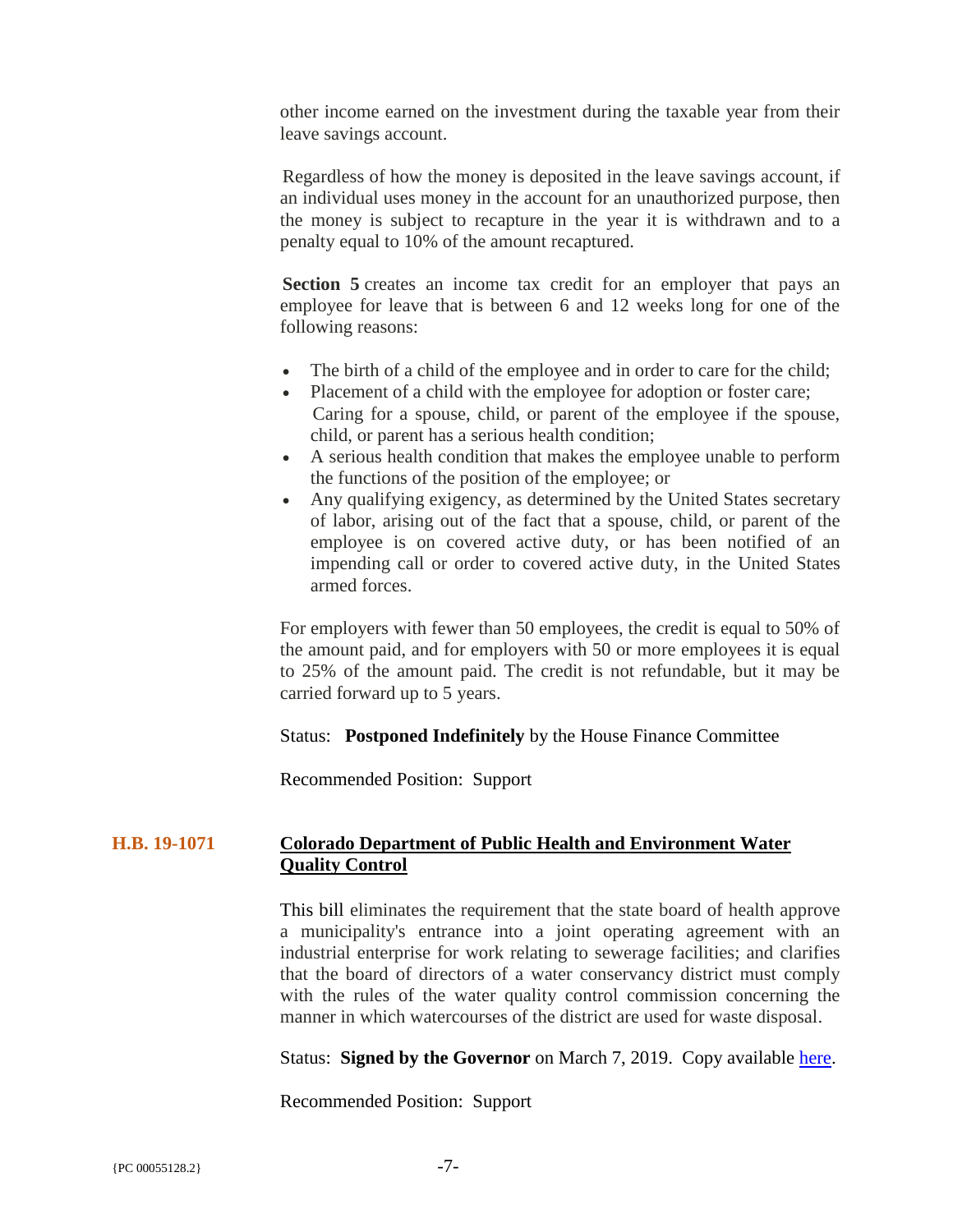other income earned on the investment during the taxable year from their leave savings account.

Regardless of how the money is deposited in the leave savings account, if an individual uses money in the account for an unauthorized purpose, then the money is subject to recapture in the year it is withdrawn and to a penalty equal to 10% of the amount recaptured.

**Section 5** creates an income tax credit for an employer that pays an employee for leave that is between 6 and 12 weeks long for one of the following reasons:

- The birth of a child of the employee and in order to care for the child;
- Placement of a child with the employee for adoption or foster care;
- Caring for a spouse, child, or parent of the employee if the spouse, child, or parent has a serious health condition;
- A serious health condition that makes the employee unable to perform the functions of the position of the employee; or
- Any qualifying exigency, as determined by the United States secretary of labor, arising out of the fact that a spouse, child, or parent of the employee is on covered active duty, or has been notified of an impending call or order to covered active duty, in the United States armed forces.

For employers with fewer than 50 employees, the credit is equal to 50% of the amount paid, and for employers with 50 or more employees it is equal to 25% of the amount paid. The credit is not refundable, but it may be carried forward up to 5 years.

Status: **Postponed Indefinitely** by the House Finance Committee

Recommended Position: Support

## H.B. 19-1071 **Colorado Department of Public Health and Environment Water Quality Control**

This bill eliminates the requirement that the state board of health approve a municipality's entrance into a joint operating agreement with an industrial enterprise for work relating to sewerage facilities; and clarifies that the board of directors of a water conservancy district must comply with the rules of the water quality control commission concerning the manner in which watercourses of the district are used for waste disposal.

Status: **Signed by the Governor** on March 7, 2019. Copy available here.

Recommended Position: Support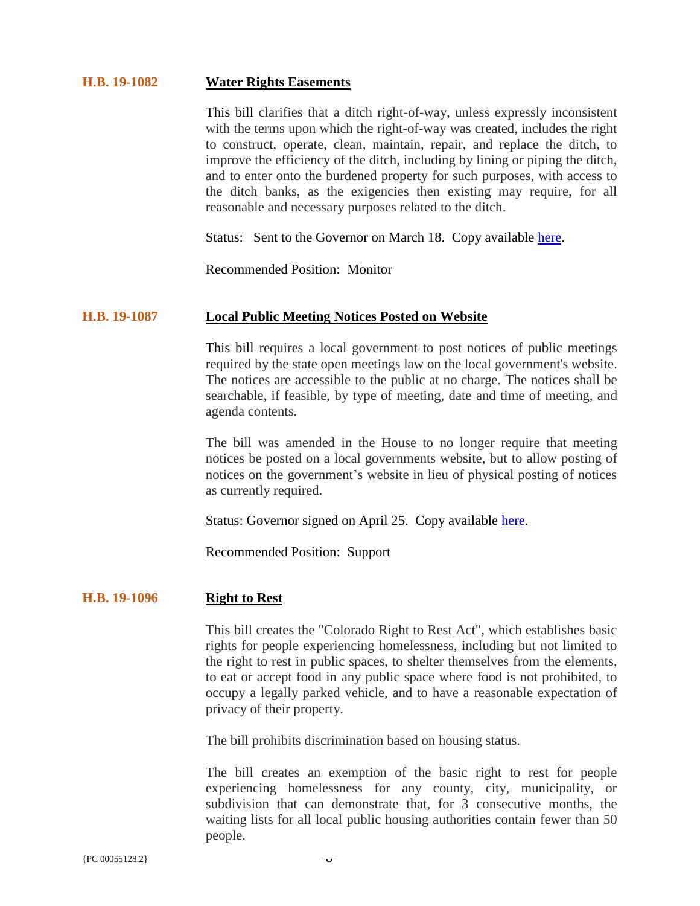### H.B. 19-1082 **Water Rights Easements**

This bill clarifies that a ditch right-of-way, unless expressly inconsistent with the terms upon which the right-of-way was created, includes the right to construct, operate, clean, maintain, repair, and replace the ditch, to improve the efficiency of the ditch, including by lining or piping the ditch, and to enter onto the burdened property for such purposes, with access to the ditch banks, as the exigencies then existing may require, for all reasonable and necessary purposes related to the ditch.

Status: Sent to the Governor on March 18. Copy available here.

Recommended Position: Monitor

### H.B. 19-1087 **Local Public Meeting Notices Posted on Website**

This bill requires a local government to post notices of public meetings required by the state open meetings law on the local government's website. The notices are accessible to the public at no charge. The notices shall be searchable, if feasible, by type of meeting, date and time of meeting, and agenda contents.

The bill was amended in the House to no longer require that meeting notices be posted on a local governments website, but to allow posting of notices on the government's website in lieu of physical posting of notices as currently required.

Status: Governor signed on April 25. Copy available here.

Recommended Position: Support

### H.B. 19-1096 **Right to Rest**

This bill creates the "Colorado Right to Rest Act", which establishes basic rights for people experiencing homelessness, including but not limited to the right to rest in public spaces, to shelter themselves from the elements, to eat or accept food in any public space where food is not prohibited, to occupy a legally parked vehicle, and to have a reasonable expectation of privacy of their property.

The bill prohibits discrimination based on housing status.

The bill creates an exemption of the basic right to rest for people experiencing homelessness for any county, city, municipality, or subdivision that can demonstrate that, for 3 consecutive months, the waiting lists for all local public housing authorities contain fewer than 50 people.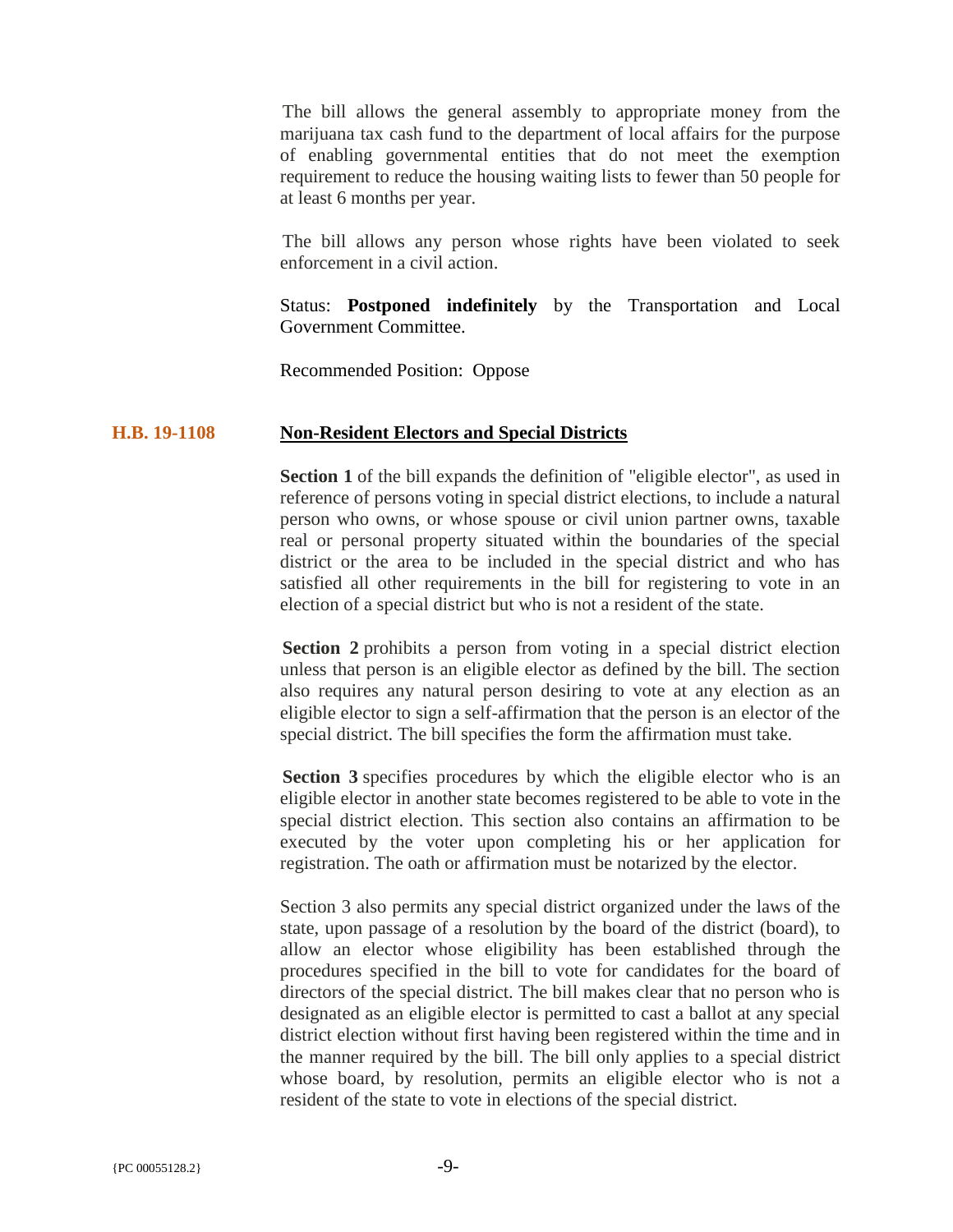The bill allows the general assembly to appropriate money from the marijuana tax cash fund to the department of local affairs for the purpose of enabling governmental entities that do not meet the exemption requirement to reduce the housing waiting lists to fewer than 50 people for at least 6 months per year.

The bill allows any person whose rights have been violated to seek enforcement in a civil action.

Status: **Postponed indefinitely** by the Transportation and Local Government Committee.

Recommended Position: Oppose

## H.B. 19-1108 <u>Non-Resident Electors and Special Districts</u>

**Section 1** of the bill expands the definition of "eligible elector", as used in reference of persons voting in special district elections, to include a natural person who owns, or whose spouse or civil union partner owns, taxable real or personal property situated within the boundaries of the special district or the area to be included in the special district and who has satisfied all other requirements in the bill for registering to vote in an election of a special district but who is not a resident of the state.

**Section 2** prohibits a person from voting in a special district election unless that person is an eligible elector as defined by the bill. The section also requires any natural person desiring to vote at any election as an eligible elector to sign a self-affirmation that the person is an elector of the special district. The bill specifies the form the affirmation must take.

**Section 3** specifies procedures by which the eligible elector who is an eligible elector in another state becomes registered to be able to vote in the special district election. This section also contains an affirmation to be executed by the voter upon completing his or her application for registration. The oath or affirmation must be notarized by the elector.

Section 3 also permits any special district organized under the laws of the state, upon passage of a resolution by the board of the district (board), to allow an elector whose eligibility has been established through the procedures specified in the bill to vote for candidates for the board of directors of the special district. The bill makes clear that no person who is designated as an eligible elector is permitted to cast a ballot at any special district election without first having been registered within the time and in the manner required by the bill. The bill only applies to a special district whose board, by resolution, permits an eligible elector who is not a resident of the state to vote in elections of the special district.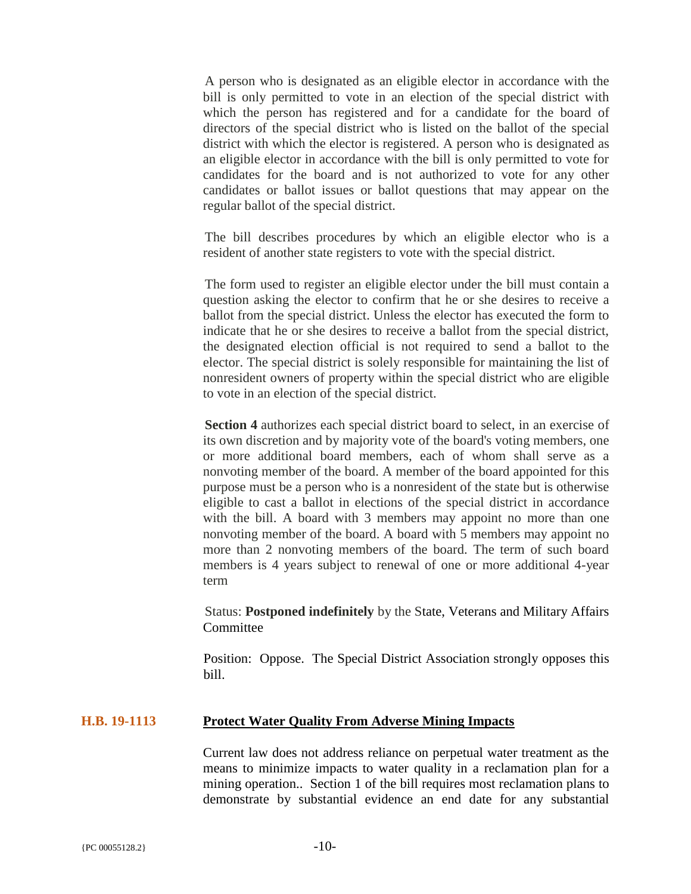A person who is designated as an eligible elector in accordance with the bill is only permitted to vote in an election of the special district with which the person has registered and for a candidate for the board of directors of the special district who is listed on the ballot of the special district with which the elector is registered. A person who is designated as an eligible elector in accordance with the bill is only permitted to vote for candidates for the board and is not authorized to vote for any other candidates or ballot issues or ballot questions that may appear on the regular ballot of the special district.

The bill describes procedures by which an eligible elector who is a resident of another state registers to vote with the special district.

The form used to register an eligible elector under the bill must contain a question asking the elector to confirm that he or she desires to receive a ballot from the special district. Unless the elector has executed the form to indicate that he or she desires to receive a ballot from the special district, the designated election official is not required to send a ballot to the elector. The special district is solely responsible for maintaining the list of nonresident owners of property within the special district who are eligible to vote in an election of the special district.

**Section 4** authorizes each special district board to select, in an exercise of its own discretion and by majority vote of the board's voting members, one or more additional board members, each of whom shall serve as a nonvoting member of the board. A member of the board appointed for this purpose must be a person who is a nonresident of the state but is otherwise eligible to cast a ballot in elections of the special district in accordance with the bill. A board with 3 members may appoint no more than one nonvoting member of the board. A board with 5 members may appoint no more than 2 nonvoting members of the board. The term of such board members is 4 years subject to renewal of one or more additional 4-year term

Status: **Postponed indefinitely** by the State, Veterans and Military Affairs Committee

Position: Oppose. The Special District Association strongly opposes this bill.

**H.B. 19-1113** **Protect Water Quality From Adverse Mining Impacts**

Current law does not address reliance on perpetual water treatment as the means to minimize impacts to water quality in a reclamation plan for a mining operation.. Section 1 of the bill requires most reclamation plans to demonstrate by substantial evidence an end date for any substantial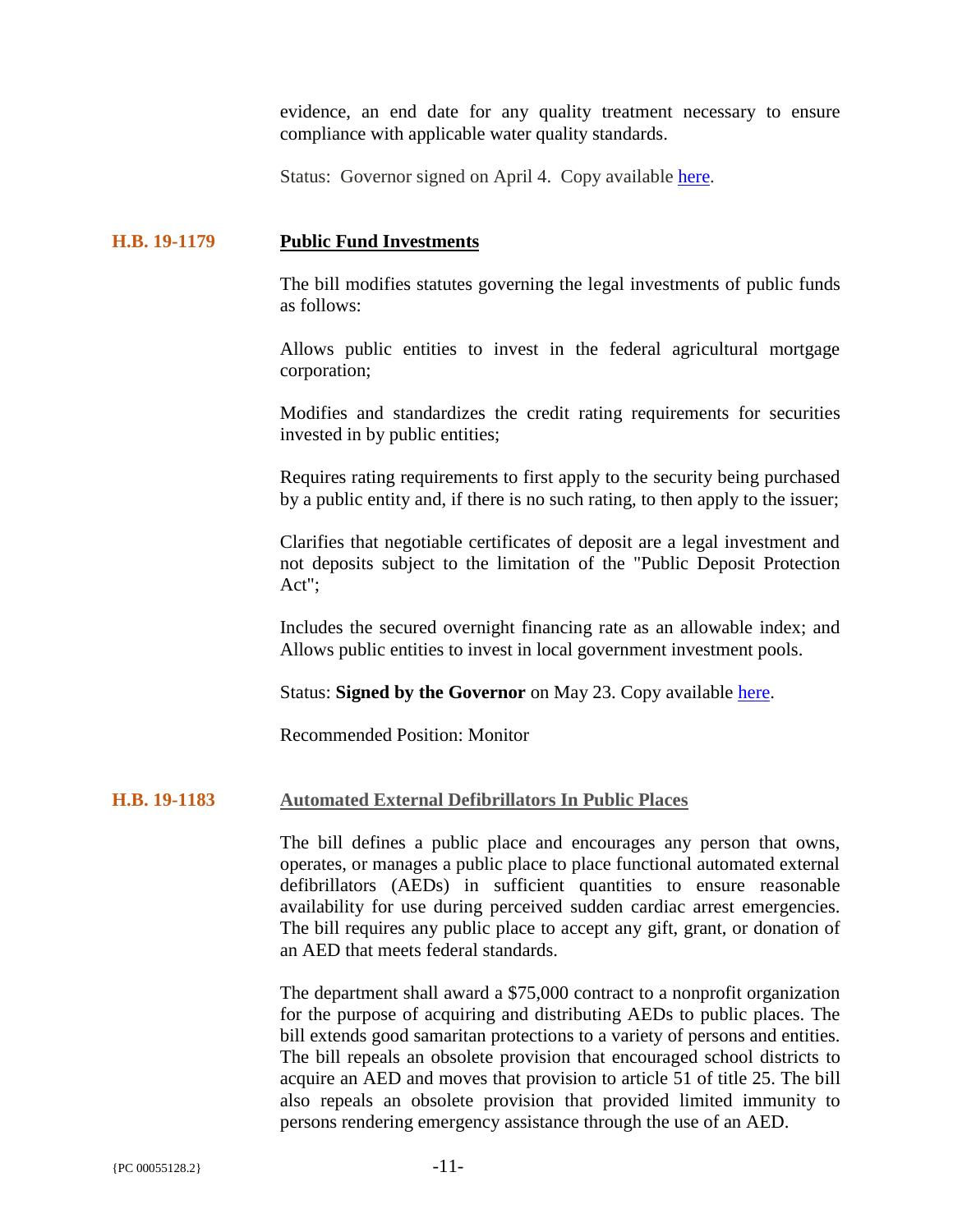evidence, an end date for any quality treatment necessary to ensure compliance with applicable water quality standards.

Status: Governor signed on April 4. Copy available here.

## H.B. 19-1179 **Public Fund Investments**

The bill modifies statutes governing the legal investments of public funds as follows:

Allows public entities to invest in the federal agricultural mortgage corporation;

Modifies and standardizes the credit rating requirements for securities invested in by public entities;

Requires rating requirements to first apply to the security being purchased by a public entity and, if there is no such rating, to then apply to the issuer;

Clarifies that negotiable certificates of deposit are a legal investment and not deposits subject to the limitation of the "Public Deposit Protection Act";

Includes the secured overnight financing rate as an allowable index; and Allows public entities to invest in local government investment pools.

Status: **Signed by the Governor** on May 23. Copy available here.

Recommended Position: Monitor

## H.B. 19-1183 **Automated External Defibrillators In Public Places**

The bill defines a public place and encourages any person that owns, operates, or manages a public place to place functional automated external defibrillators (AEDs) in sufficient quantities to ensure reasonable availability for use during perceived sudden cardiac arrest emergencies. The bill requires any public place to accept any gift, grant, or donation of an AED that meets federal standards.

The department shall award a $75,000 contract to a nonprofit organization for the purpose of acquiring and distributing AEDs to public places. The bill extends good samaritan protections to a variety of persons and entities. The bill repeals an obsolete provision that encouraged school districts to acquire an AED and moves that provision to article 51 of title 25. The bill also repeals an obsolete provision that provided limited immunity to persons rendering emergency assistance through the use of an AED.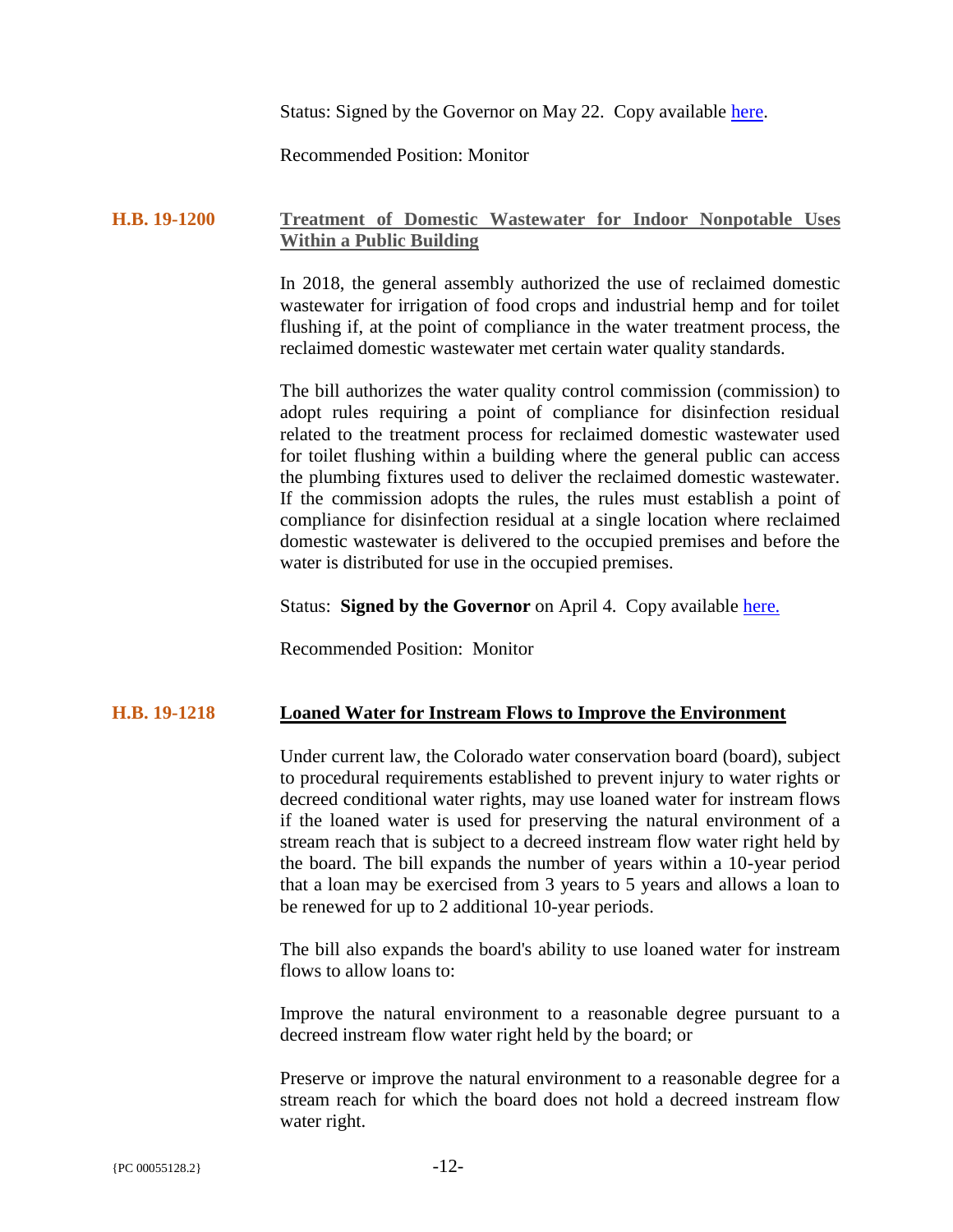Status: Signed by the Governor on May 22. Copy available [here](#).

Recommended Position: Monitor

### H.B. 19-1200 — Treatment of Domestic Wastewater for Indoor Nonpotable Uses Within a Public Building

In 2018, the general assembly authorized the use of reclaimed domestic wastewater for irrigation of food crops and industrial hemp and for toilet flushing if, at the point of compliance in the water treatment process, the reclaimed domestic wastewater met certain water quality standards.

The bill authorizes the water quality control commission (commission) to adopt rules requiring a point of compliance for disinfection residual related to the treatment process for reclaimed domestic wastewater used for toilet flushing within a building where the general public can access the plumbing fixtures used to deliver the reclaimed domestic wastewater. If the commission adopts the rules, the rules must establish a point of compliance for disinfection residual at a single location where reclaimed domestic wastewater is delivered to the occupied premises and before the water is distributed for use in the occupied premises.

Status: **Signed by the Governor** on April 4. Copy available [here.](#)

Recommended Position: Monitor

### H.B. 19-1218 — Loaned Water for Instream Flows to Improve the Environment

Under current law, the Colorado water conservation board (board), subject to procedural requirements established to prevent injury to water rights or decreed conditional water rights, may use loaned water for instream flows if the loaned water is used for preserving the natural environment of a stream reach that is subject to a decreed instream flow water right held by the board. The bill expands the number of years within a 10-year period that a loan may be exercised from 3 years to 5 years and allows a loan to be renewed for up to 2 additional 10-year periods.

The bill also expands the board's ability to use loaned water for instream flows to allow loans to:

Improve the natural environment to a reasonable degree pursuant to a decreed instream flow water right held by the board; or

Preserve or improve the natural environment to a reasonable degree for a stream reach for which the board does not hold a decreed instream flow water right.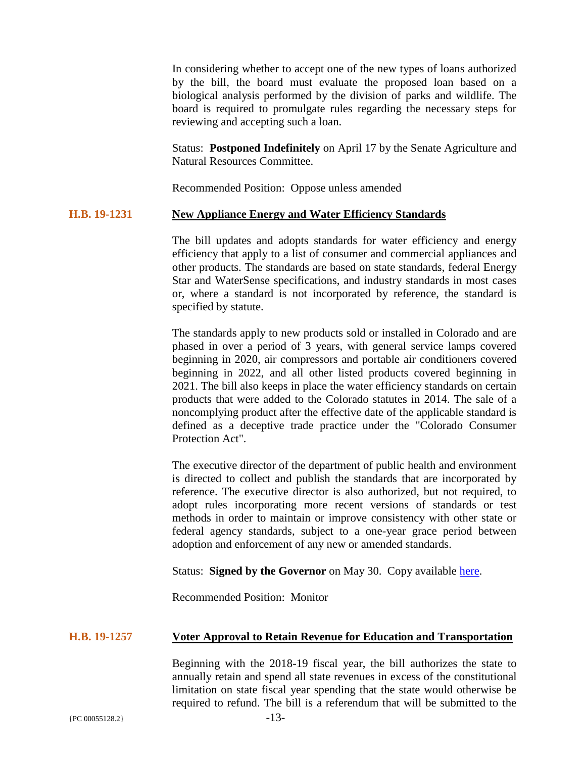In considering whether to accept one of the new types of loans authorized by the bill, the board must evaluate the proposed loan based on a biological analysis performed by the division of parks and wildlife. The board is required to promulgate rules regarding the necessary steps for reviewing and accepting such a loan.

Status: **Postponed Indefinitely** on April 17 by the Senate Agriculture and Natural Resources Committee.

Recommended Position: Oppose unless amended

### H.B. 19-1231 — New Appliance Energy and Water Efficiency Standards

The bill updates and adopts standards for water efficiency and energy efficiency that apply to a list of consumer and commercial appliances and other products. The standards are based on state standards, federal Energy Star and WaterSense specifications, and industry standards in most cases or, where a standard is not incorporated by reference, the standard is specified by statute.

The standards apply to new products sold or installed in Colorado and are phased in over a period of 3 years, with general service lamps covered beginning in 2020, air compressors and portable air conditioners covered beginning in 2022, and all other listed products covered beginning in 2021. The bill also keeps in place the water efficiency standards on certain products that were added to the Colorado statutes in 2014. The sale of a noncomplying product after the effective date of the applicable standard is defined as a deceptive trade practice under the "Colorado Consumer Protection Act".

The executive director of the department of public health and environment is directed to collect and publish the standards that are incorporated by reference. The executive director is also authorized, but not required, to adopt rules incorporating more recent versions of standards or test methods in order to maintain or improve consistency with other state or federal agency standards, subject to a one-year grace period between adoption and enforcement of any new or amended standards.

Status: **Signed by the Governor** on May 30. Copy available here.

Recommended Position: Monitor

### H.B. 19-1257 — Voter Approval to Retain Revenue for Education and Transportation

Beginning with the 2018-19 fiscal year, the bill authorizes the state to annually retain and spend all state revenues in excess of the constitutional limitation on state fiscal year spending that the state would otherwise be required to refund. The bill is a referendum that will be submitted to the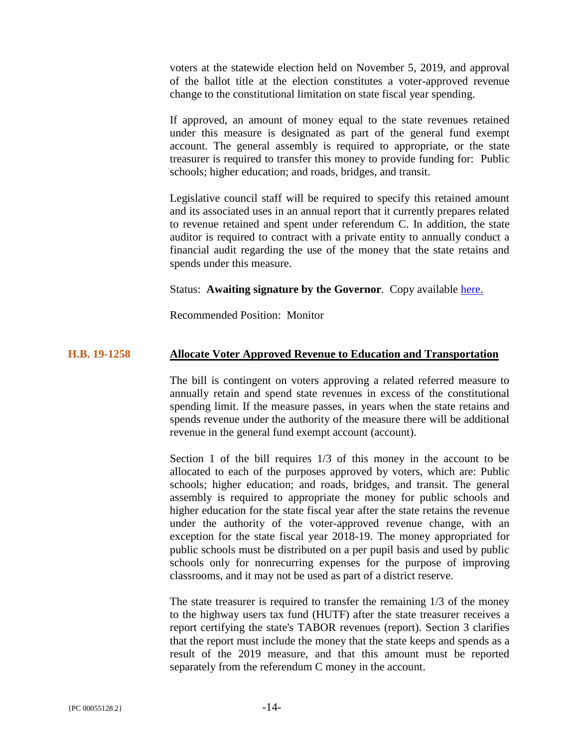voters at the statewide election held on November 5, 2019, and approval of the ballot title at the election constitutes a voter-approved revenue change to the constitutional limitation on state fiscal year spending.

If approved, an amount of money equal to the state revenues retained under this measure is designated as part of the general fund exempt account. The general assembly is required to appropriate, or the state treasurer is required to transfer this money to provide funding for: Public schools; higher education; and roads, bridges, and transit.

Legislative council staff will be required to specify this retained amount and its associated uses in an annual report that it currently prepares related to revenue retained and spent under referendum C. In addition, the state auditor is required to contract with a private entity to annually conduct a financial audit regarding the use of the money that the state retains and spends under this measure.

Status: **Awaiting signature by the Governor**. Copy available [here.]

Recommended Position: Monitor

**H.B. 19-1258** **Allocate Voter Approved Revenue to Education and Transportation**

The bill is contingent on voters approving a related referred measure to annually retain and spend state revenues in excess of the constitutional spending limit. If the measure passes, in years when the state retains and spends revenue under the authority of the measure there will be additional revenue in the general fund exempt account (account).

Section 1 of the bill requires 1/3 of this money in the account to be allocated to each of the purposes approved by voters, which are: Public schools; higher education; and roads, bridges, and transit. The general assembly is required to appropriate the money for public schools and higher education for the state fiscal year after the state retains the revenue under the authority of the voter-approved revenue change, with an exception for the state fiscal year 2018-19. The money appropriated for public schools must be distributed on a per pupil basis and used by public schools only for nonrecurring expenses for the purpose of improving classrooms, and it may not be used as part of a district reserve.

The state treasurer is required to transfer the remaining 1/3 of the money to the highway users tax fund (HUTF) after the state treasurer receives a report certifying the state's TABOR revenues (report). Section 3 clarifies that the report must include the money that the state keeps and spends as a result of the 2019 measure, and that this amount must be reported separately from the referendum C money in the account.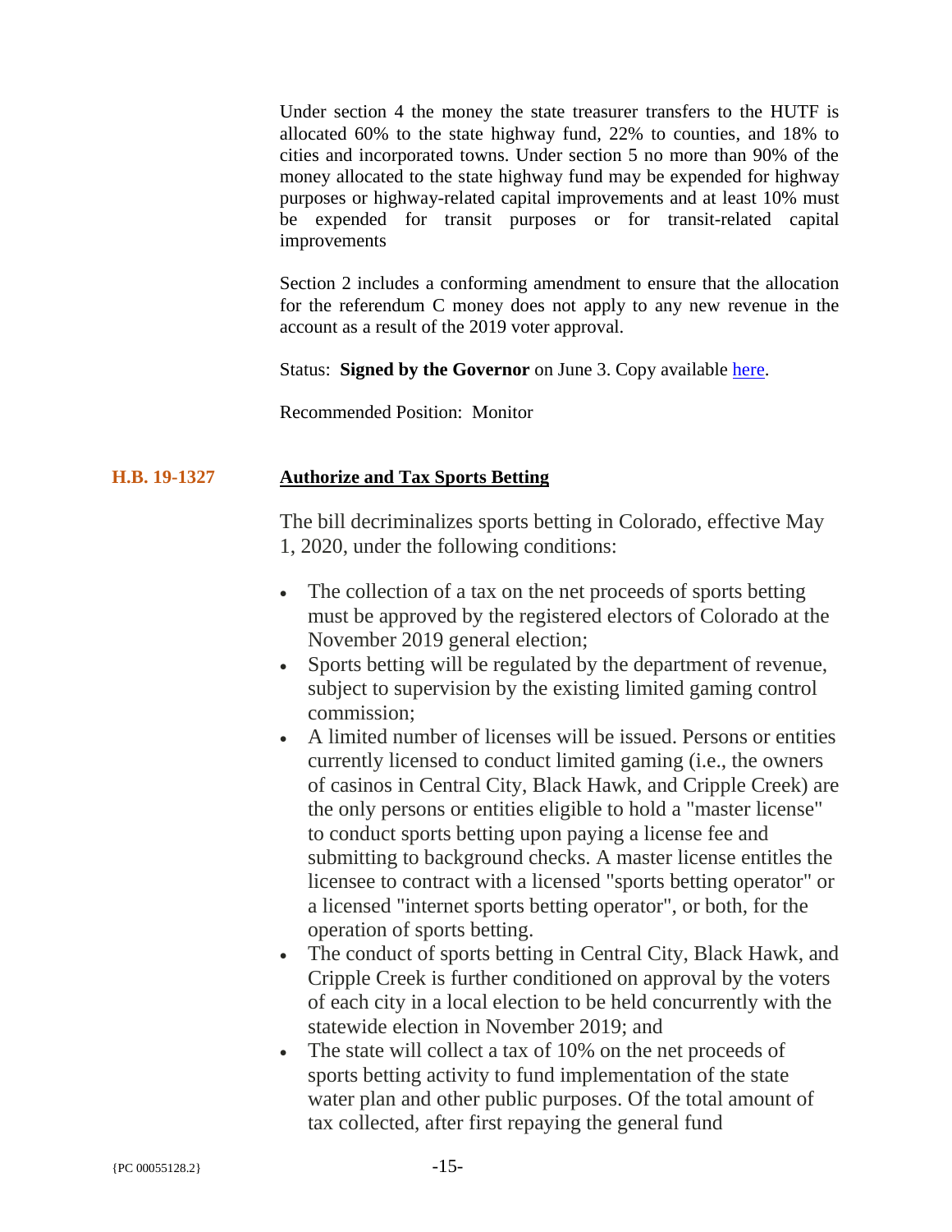Under section 4 the money the state treasurer transfers to the HUTF is allocated 60% to the state highway fund, 22% to counties, and 18% to cities and incorporated towns. Under section 5 no more than 90% of the money allocated to the state highway fund may be expended for highway purposes or highway-related capital improvements and at least 10% must be expended for transit purposes or for transit-related capital improvements

Section 2 includes a conforming amendment to ensure that the allocation for the referendum C money does not apply to any new revenue in the account as a result of the 2019 voter approval.

Status: **Signed by the Governor** on June 3. Copy available here.

Recommended Position: Monitor

### H.B. 19-1327 Authorize and Tax Sports Betting

The bill decriminalizes sports betting in Colorado, effective May 1, 2020, under the following conditions:

- The collection of a tax on the net proceeds of sports betting must be approved by the registered electors of Colorado at the November 2019 general election;
- Sports betting will be regulated by the department of revenue, subject to supervision by the existing limited gaming control commission;
- A limited number of licenses will be issued. Persons or entities currently licensed to conduct limited gaming (i.e., the owners of casinos in Central City, Black Hawk, and Cripple Creek) are the only persons or entities eligible to hold a "master license" to conduct sports betting upon paying a license fee and submitting to background checks. A master license entitles the licensee to contract with a licensed "sports betting operator" or a licensed "internet sports betting operator", or both, for the operation of sports betting.
- The conduct of sports betting in Central City, Black Hawk, and Cripple Creek is further conditioned on approval by the voters of each city in a local election to be held concurrently with the statewide election in November 2019; and
- The state will collect a tax of 10% on the net proceeds of sports betting activity to fund implementation of the state water plan and other public purposes. Of the total amount of tax collected, after first repaying the general fund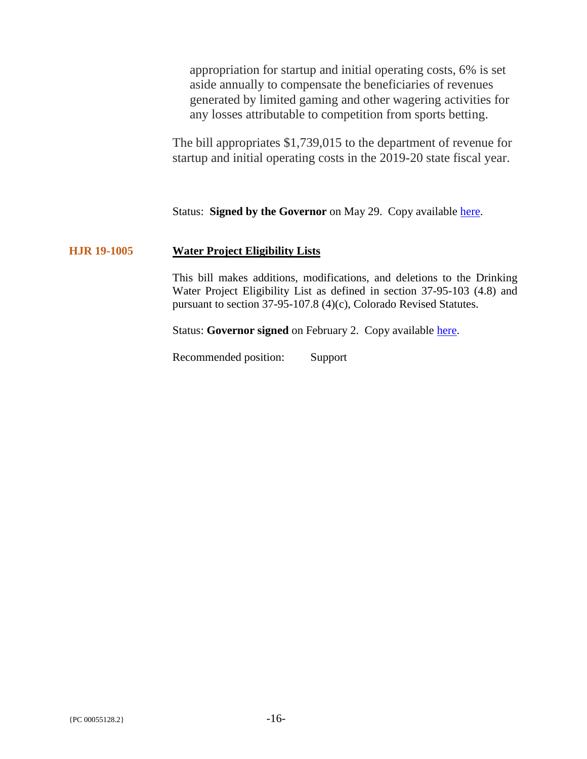appropriation for startup and initial operating costs, 6% is set aside annually to compensate the beneficiaries of revenues generated by limited gaming and other wagering activities for any losses attributable to competition from sports betting.

The bill appropriates $1,739,015 to the department of revenue for startup and initial operating costs in the 2019-20 state fiscal year.

Status: **Signed by the Governor** on May 29. Copy available here.

**HJR 19-1005** **Water Project Eligibility Lists**

This bill makes additions, modifications, and deletions to the Drinking Water Project Eligibility List as defined in section 37-95-103 (4.8) and pursuant to section 37-95-107.8 (4)(c), Colorado Revised Statutes.

Status: **Governor signed** on February 2. Copy available here.

Recommended position: Support